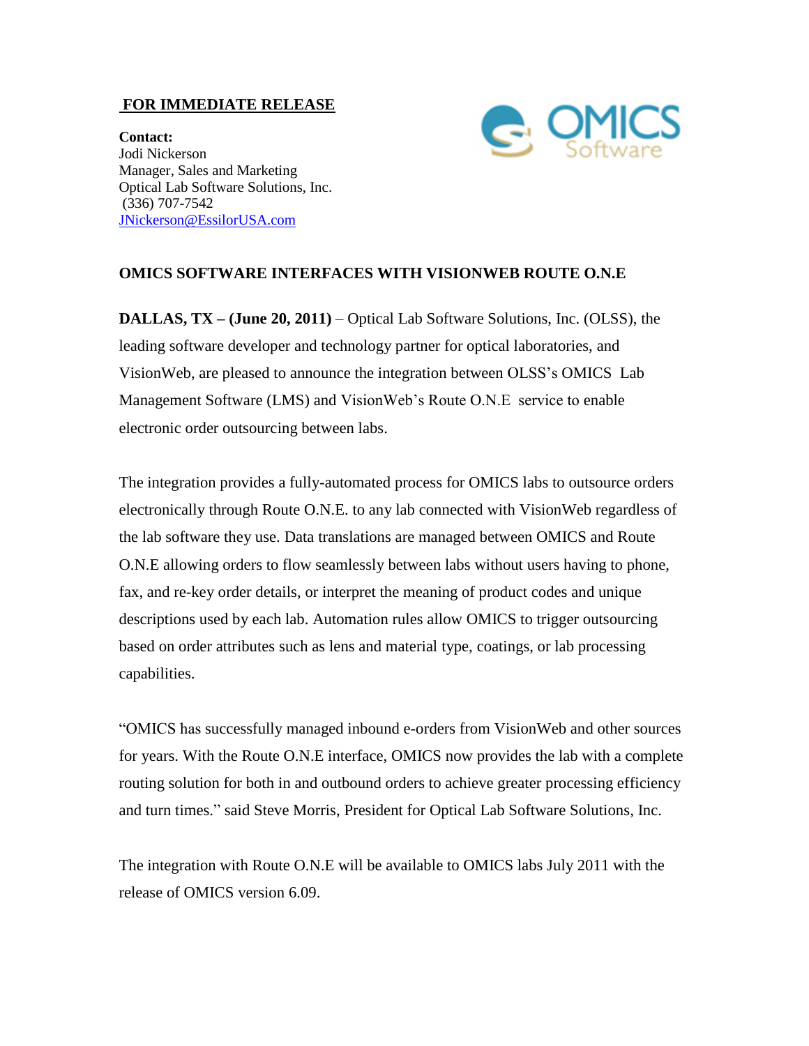**FOR IMMEDIATE RELEASE**

**Contact:**
Jodi Nickerson
Manager, Sales and Marketing
Optical Lab Software Solutions, Inc.
(336) 707-7542
JNickerson@EssilorUSA.com

**OMICS SOFTWARE INTERFACES WITH VISIONWEB ROUTE O.N.E**

**DALLAS, TX – (June 20, 2011)** – Optical Lab Software Solutions, Inc. (OLSS), the leading software developer and technology partner for optical laboratories, and VisionWeb, are pleased to announce the integration between OLSS's OMICS Lab Management Software (LMS) and VisionWeb's Route O.N.E service to enable electronic order outsourcing between labs.

The integration provides a fully-automated process for OMICS labs to outsource orders electronically through Route O.N.E. to any lab connected with VisionWeb regardless of the lab software they use. Data translations are managed between OMICS and Route O.N.E allowing orders to flow seamlessly between labs without users having to phone, fax, and re-key order details, or interpret the meaning of product codes and unique descriptions used by each lab. Automation rules allow OMICS to trigger outsourcing based on order attributes such as lens and material type, coatings, or lab processing capabilities.

"OMICS has successfully managed inbound e-orders from VisionWeb and other sources for years. With the Route O.N.E interface, OMICS now provides the lab with a complete routing solution for both in and outbound orders to achieve greater processing efficiency and turn times." said Steve Morris, President for Optical Lab Software Solutions, Inc.

The integration with Route O.N.E will be available to OMICS labs July 2011 with the release of OMICS version 6.09.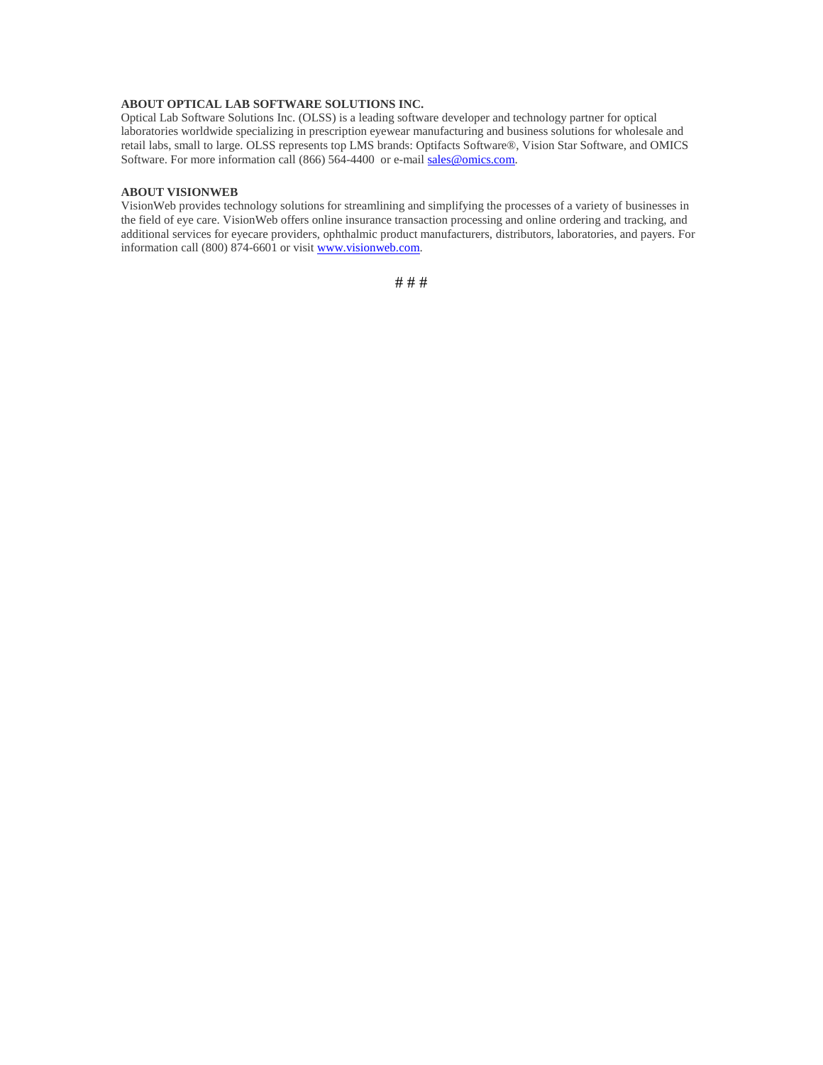**ABOUT OPTICAL LAB SOFTWARE SOLUTIONS INC.**
Optical Lab Software Solutions Inc. (OLSS) is a leading software developer and technology partner for optical laboratories worldwide specializing in prescription eyewear manufacturing and business solutions for wholesale and retail labs, small to large. OLSS represents top LMS brands: Optifacts Software®, Vision Star Software, and OMICS Software. For more information call (866) 564-4400 or e-mail sales@omics.com.

**ABOUT VISIONWEB**
VisionWeb provides technology solutions for streamlining and simplifying the processes of a variety of businesses in the field of eye care. VisionWeb offers online insurance transaction processing and online ordering and tracking, and additional services for eyecare providers, ophthalmic product manufacturers, distributors, laboratories, and payers. For information call (800) 874-6601 or visit www.visionweb.com.

# # #